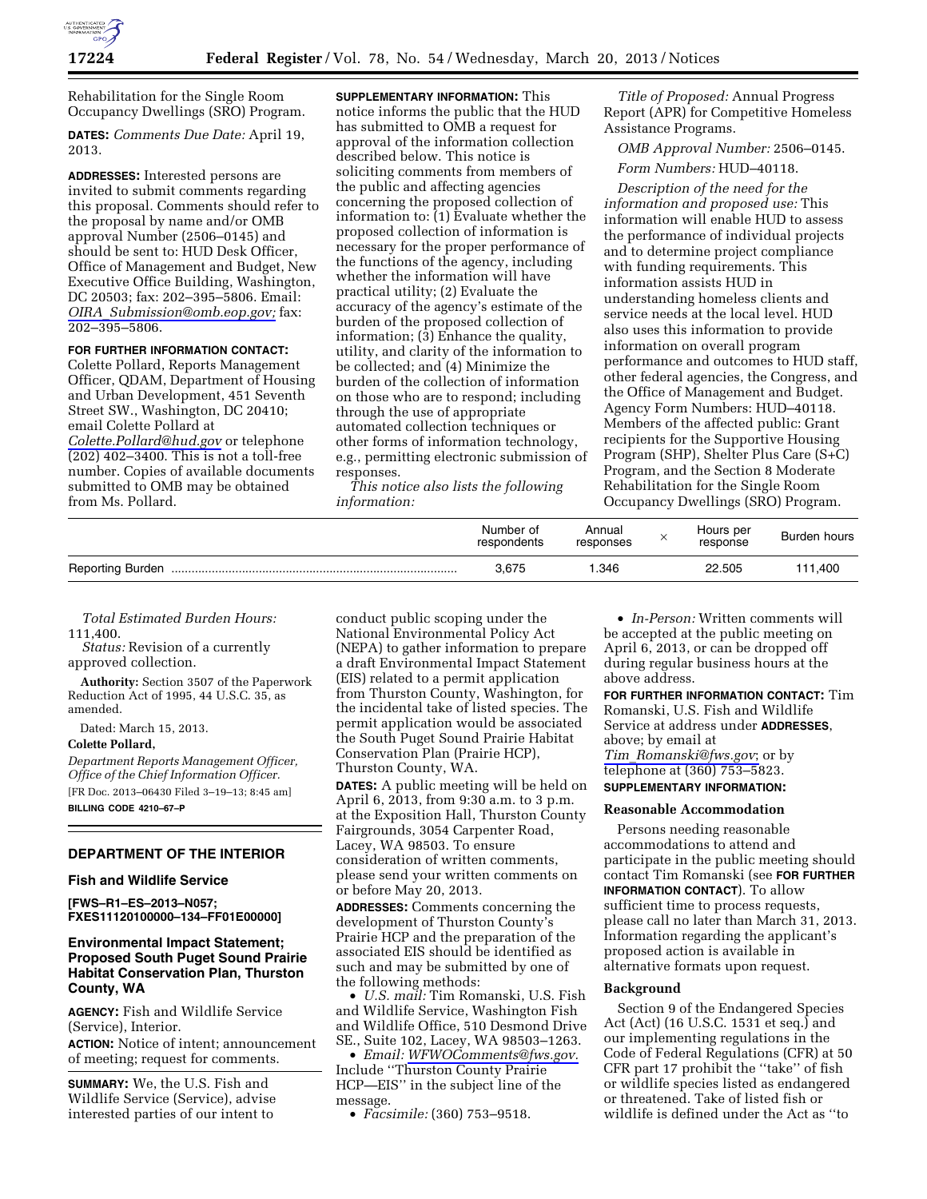Rehabilitation for the Single Room Occupancy Dwellings (SRO) Program.

**DATES:** *Comments Due Date:* April 19, 2013.

**ADDRESSES:** Interested persons are invited to submit comments regarding this proposal. Comments should refer to the proposal by name and/or OMB approval Number (2506–0145) and should be sent to: HUD Desk Officer, Office of Management and Budget, New Executive Office Building, Washington, DC 20503; fax: 202–395–5806. Email: *OIRA_Submission@omb.eop.gov;* fax: 202–395–5806.

**FOR FURTHER INFORMATION CONTACT:** Colette Pollard, Reports Management Officer, QDAM, Department of Housing and Urban Development, 451 Seventh Street SW., Washington, DC 20410; email Colette Pollard at *Colette.Pollard@hud.gov* or telephone (202) 402–3400. This is not a toll-free number. Copies of available documents submitted to OMB may be obtained from Ms. Pollard.

**SUPPLEMENTARY INFORMATION:** This notice informs the public that the HUD has submitted to OMB a request for approval of the information collection described below. This notice is soliciting comments from members of the public and affecting agencies concerning the proposed collection of information to: (1) Evaluate whether the proposed collection of information is necessary for the proper performance of the functions of the agency, including whether the information will have practical utility; (2) Evaluate the accuracy of the agency's estimate of the burden of the proposed collection of information; (3) Enhance the quality, utility, and clarity of the information to be collected; and (4) Minimize the burden of the collection of information on those who are to respond; including through the use of appropriate automated collection techniques or other forms of information technology, e.g., permitting electronic submission of responses.

*This notice also lists the following information:*

*Title of Proposed:* Annual Progress Report (APR) for Competitive Homeless Assistance Programs.

*OMB Approval Number:* 2506–0145.

*Form Numbers:* HUD–40118.

*Description of the need for the information and proposed use:* This information will enable HUD to assess the performance of individual projects and to determine project compliance with funding requirements. This information assists HUD in understanding homeless clients and service needs at the local level. HUD also uses this information to provide information on overall program performance and outcomes to HUD staff, other federal agencies, the Congress, and the Office of Management and Budget. Agency Form Numbers: HUD–40118. Members of the affected public: Grant recipients for the Supportive Housing Program (SHP), Shelter Plus Care (S+C) Program, and the Section 8 Moderate Rehabilitation for the Single Room Occupancy Dwellings (SRO) Program.

| | Number of respondents | Annual responses | × | Hours per response | Burden hours |
|---|---|---|---|---|---|
| Reporting Burden | 3,675 | 1.346 | | 22.505 | 111,400 |

*Total Estimated Burden Hours:* 111,400.

*Status:* Revision of a currently approved collection.

**Authority:** Section 3507 of the Paperwork Reduction Act of 1995, 44 U.S.C. 35, as amended.

Dated: March 15, 2013.

**Colette Pollard,**

*Department Reports Management Officer, Office of the Chief Information Officer.*

[FR Doc. 2013–06430 Filed 3–19–13; 8:45 am]

**BILLING CODE 4210–67–P**

## DEPARTMENT OF THE INTERIOR

### Fish and Wildlife Service

**[FWS–R1–ES–2013–N057; FXES11120100000–134–FF01E00000]**

### Environmental Impact Statement; Proposed South Puget Sound Prairie Habitat Conservation Plan, Thurston County, WA

**AGENCY:** Fish and Wildlife Service (Service), Interior.

**ACTION:** Notice of intent; announcement of meeting; request for comments.

**SUMMARY:** We, the U.S. Fish and Wildlife Service (Service), advise interested parties of our intent to conduct public scoping under the National Environmental Policy Act (NEPA) to gather information to prepare a draft Environmental Impact Statement (EIS) related to a permit application from Thurston County, Washington, for the incidental take of listed species. The permit application would be associated the South Puget Sound Prairie Habitat Conservation Plan (Prairie HCP), Thurston County, WA.

**DATES:** A public meeting will be held on April 6, 2013, from 9:30 a.m. to 3 p.m. at the Exposition Hall, Thurston County Fairgrounds, 3054 Carpenter Road, Lacey, WA 98503. To ensure consideration of written comments, please send your written comments on or before May 20, 2013.

**ADDRESSES:** Comments concerning the development of Thurston County's Prairie HCP and the preparation of the associated EIS should be identified as such and may be submitted by one of the following methods:

- *U.S. mail:* Tim Romanski, U.S. Fish and Wildlife Service, Washington Fish and Wildlife Office, 510 Desmond Drive SE., Suite 102, Lacey, WA 98503–1263.
- *Email: WFWOComments@fws.gov.* Include ''Thurston County Prairie HCP—EIS'' in the subject line of the message.
- *Facsimile:* (360) 753–9518.
- *In-Person:* Written comments will be accepted at the public meeting on April 6, 2013, or can be dropped off during regular business hours at the above address.

**FOR FURTHER INFORMATION CONTACT:** Tim Romanski, U.S. Fish and Wildlife Service at address under **ADDRESSES**, above; by email at *Tim_Romanski@fws.gov*; or by telephone at (360) 753–5823.

**SUPPLEMENTARY INFORMATION:**

#### Reasonable Accommodation

Persons needing reasonable accommodations to attend and participate in the public meeting should contact Tim Romanski (see **FOR FURTHER INFORMATION CONTACT**). To allow sufficient time to process requests, please call no later than March 31, 2013. Information regarding the applicant's proposed action is available in alternative formats upon request.

#### Background

Section 9 of the Endangered Species Act (Act) (16 U.S.C. 1531 et seq.) and our implementing regulations in the Code of Federal Regulations (CFR) at 50 CFR part 17 prohibit the ''take'' of fish or wildlife species listed as endangered or threatened. Take of listed fish or wildlife is defined under the Act as ''to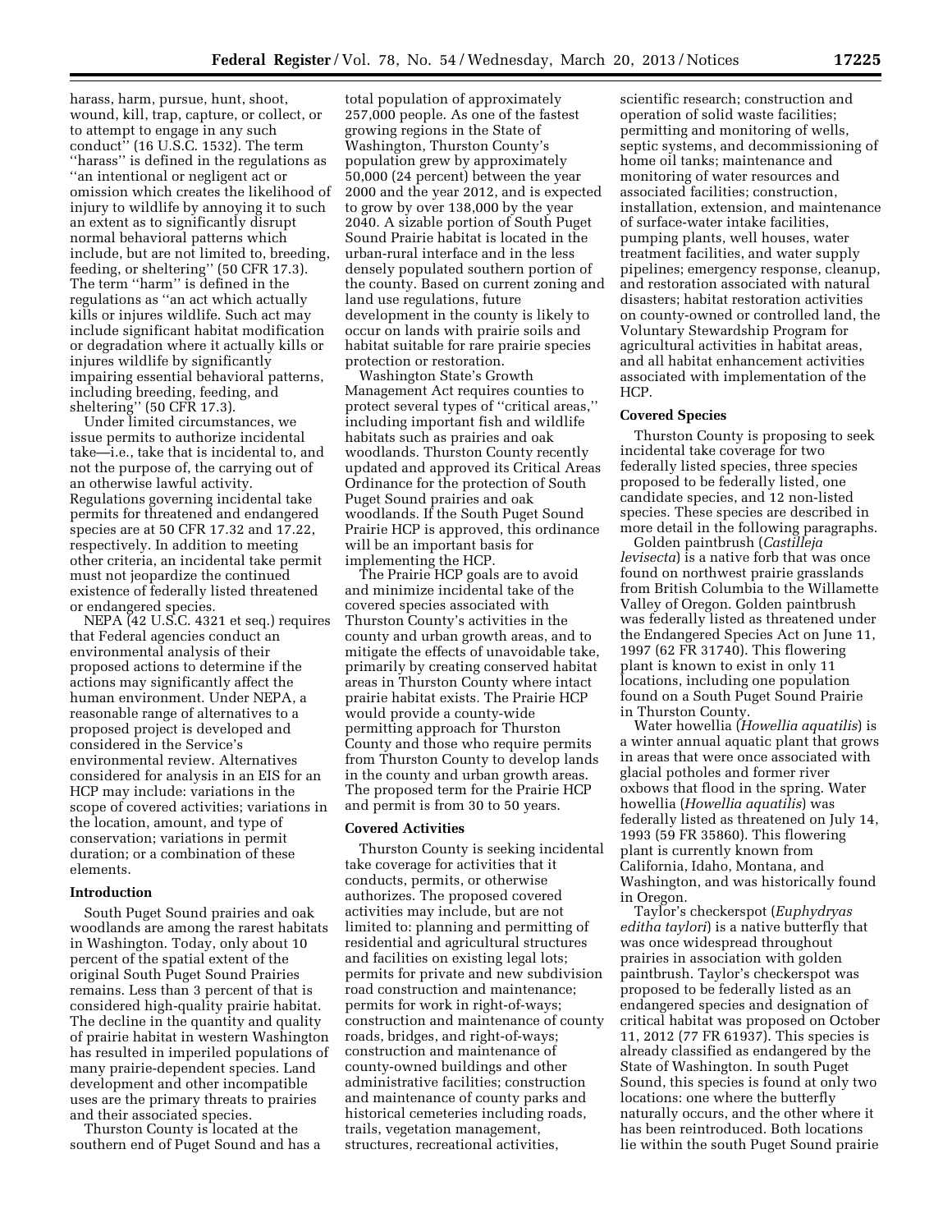harass, harm, pursue, hunt, shoot, wound, kill, trap, capture, or collect, or to attempt to engage in any such conduct'' (16 U.S.C. 1532). The term ''harass'' is defined in the regulations as ''an intentional or negligent act or omission which creates the likelihood of injury to wildlife by annoying it to such an extent as to significantly disrupt normal behavioral patterns which include, but are not limited to, breeding, feeding, or sheltering'' (50 CFR 17.3). The term ''harm'' is defined in the regulations as ''an act which actually kills or injures wildlife. Such act may include significant habitat modification or degradation where it actually kills or injures wildlife by significantly impairing essential behavioral patterns, including breeding, feeding, and sheltering'' (50 CFR 17.3).

Under limited circumstances, we issue permits to authorize incidental take—i.e., take that is incidental to, and not the purpose of, the carrying out of an otherwise lawful activity. Regulations governing incidental take permits for threatened and endangered species are at 50 CFR 17.32 and 17.22, respectively. In addition to meeting other criteria, an incidental take permit must not jeopardize the continued existence of federally listed threatened or endangered species.

NEPA (42 U.S.C. 4321 et seq.) requires that Federal agencies conduct an environmental analysis of their proposed actions to determine if the actions may significantly affect the human environment. Under NEPA, a reasonable range of alternatives to a proposed project is developed and considered in the Service's environmental review. Alternatives considered for analysis in an EIS for an HCP may include: variations in the scope of covered activities; variations in the location, amount, and type of conservation; variations in permit duration; or a combination of these elements.

**Introduction**

South Puget Sound prairies and oak woodlands are among the rarest habitats in Washington. Today, only about 10 percent of the spatial extent of the original South Puget Sound Prairies remains. Less than 3 percent of that is considered high-quality prairie habitat. The decline in the quantity and quality of prairie habitat in western Washington has resulted in imperiled populations of many prairie-dependent species. Land development and other incompatible uses are the primary threats to prairies and their associated species.

Thurston County is located at the southern end of Puget Sound and has a total population of approximately 257,000 people. As one of the fastest growing regions in the State of Washington, Thurston County's population grew by approximately 50,000 (24 percent) between the year 2000 and the year 2012, and is expected to grow by over 138,000 by the year 2040. A sizable portion of South Puget Sound Prairie habitat is located in the urban-rural interface and in the less densely populated southern portion of the county. Based on current zoning and land use regulations, future development in the county is likely to occur on lands with prairie soils and habitat suitable for rare prairie species protection or restoration.

Washington State's Growth Management Act requires counties to protect several types of ''critical areas,'' including important fish and wildlife habitats such as prairies and oak woodlands. Thurston County recently updated and approved its Critical Areas Ordinance for the protection of South Puget Sound prairies and oak woodlands. If the South Puget Sound Prairie HCP is approved, this ordinance will be an important basis for implementing the HCP.

The Prairie HCP goals are to avoid and minimize incidental take of the covered species associated with Thurston County's activities in the county and urban growth areas, and to mitigate the effects of unavoidable take, primarily by creating conserved habitat areas in Thurston County where intact prairie habitat exists. The Prairie HCP would provide a county-wide permitting approach for Thurston County and those who require permits from Thurston County to develop lands in the county and urban growth areas. The proposed term for the Prairie HCP and permit is from 30 to 50 years.

**Covered Activities**

Thurston County is seeking incidental take coverage for activities that it conducts, permits, or otherwise authorizes. The proposed covered activities may include, but are not limited to: planning and permitting of residential and agricultural structures and facilities on existing legal lots; permits for private and new subdivision road construction and maintenance; permits for work in right-of-ways; construction and maintenance of county roads, bridges, and right-of-ways; construction and maintenance of county-owned buildings and other administrative facilities; construction and maintenance of county parks and historical cemeteries including roads, trails, vegetation management, structures, recreational activities, scientific research; construction and operation of solid waste facilities; permitting and monitoring of wells, septic systems, and decommissioning of home oil tanks; maintenance and monitoring of water resources and associated facilities; construction, installation, extension, and maintenance of surface-water intake facilities, pumping plants, well houses, water treatment facilities, and water supply pipelines; emergency response, cleanup, and restoration associated with natural disasters; habitat restoration activities on county-owned or controlled land, the Voluntary Stewardship Program for agricultural activities in habitat areas, and all habitat enhancement activities associated with implementation of the HCP.

**Covered Species**

Thurston County is proposing to seek incidental take coverage for two federally listed species, three species proposed to be federally listed, one candidate species, and 12 non-listed species. These species are described in more detail in the following paragraphs.

Golden paintbrush (*Castilleja levisecta*) is a native forb that was once found on northwest prairie grasslands from British Columbia to the Willamette Valley of Oregon. Golden paintbrush was federally listed as threatened under the Endangered Species Act on June 11, 1997 (62 FR 31740). This flowering plant is known to exist in only 11 locations, including one population found on a South Puget Sound Prairie in Thurston County.

Water howellia (*Howellia aquatilis*) is a winter annual aquatic plant that grows in areas that were once associated with glacial potholes and former river oxbows that flood in the spring. Water howellia (*Howellia aquatilis*) was federally listed as threatened on July 14, 1993 (59 FR 35860). This flowering plant is currently known from California, Idaho, Montana, and Washington, and was historically found in Oregon.

Taylor's checkerspot (*Euphydryas editha taylori*) is a native butterfly that was once widespread throughout prairies in association with golden paintbrush. Taylor's checkerspot was proposed to be federally listed as an endangered species and designation of critical habitat was proposed on October 11, 2012 (77 FR 61937). This species is already classified as endangered by the State of Washington. In south Puget Sound, this species is found at only two locations: one where the butterfly naturally occurs, and the other where it has been reintroduced. Both locations lie within the south Puget Sound prairie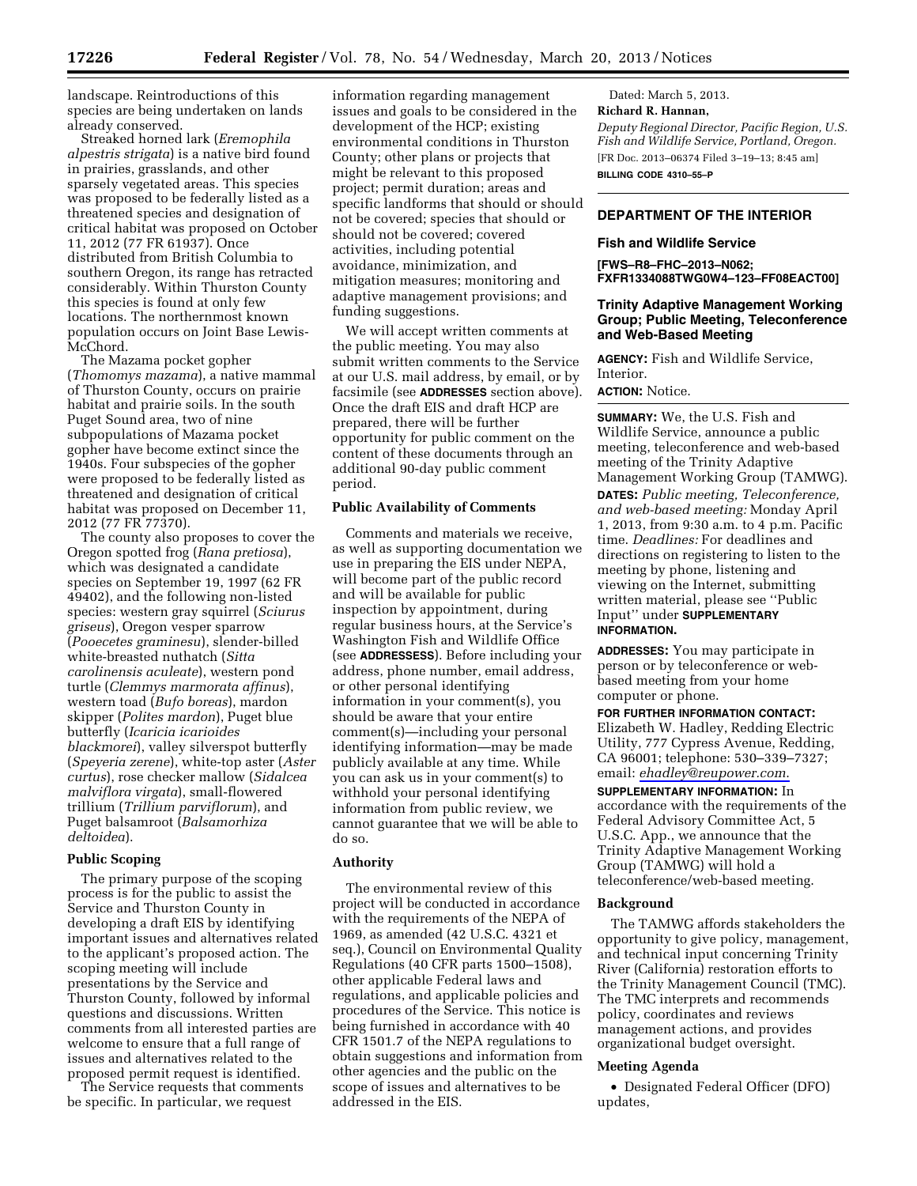landscape. Reintroductions of this species are being undertaken on lands already conserved.

Streaked horned lark (*Eremophila alpestris strigata*) is a native bird found in prairies, grasslands, and other sparsely vegetated areas. This species was proposed to be federally listed as a threatened species and designation of critical habitat was proposed on October 11, 2012 (77 FR 61937). Once distributed from British Columbia to southern Oregon, its range has retracted considerably. Within Thurston County this species is found at only few locations. The northernmost known population occurs on Joint Base Lewis-McChord.

The Mazama pocket gopher (*Thomomys mazama*), a native mammal of Thurston County, occurs on prairie habitat and prairie soils. In the south Puget Sound area, two of nine subpopulations of Mazama pocket gopher have become extinct since the 1940s. Four subspecies of the gopher were proposed to be federally listed as threatened and designation of critical habitat was proposed on December 11, 2012 (77 FR 77370).

The county also proposes to cover the Oregon spotted frog (*Rana pretiosa*), which was designated a candidate species on September 19, 1997 (62 FR 49402), and the following non-listed species: western gray squirrel (*Sciurus griseus*), Oregon vesper sparrow (*Pooecetes graminesu*), slender-billed white-breasted nuthatch (*Sitta carolinensis aculeate*), western pond turtle (*Clemmys marmorata affinus*), western toad (*Bufo boreas*), mardon skipper (*Polites mardon*), Puget blue butterfly (*Icaricia icarioides blackmorei*), valley silverspot butterfly (*Speyeria zerene*), white-top aster (*Aster curtus*), rose checker mallow (*Sidalcea malviflora virgata*), small-flowered trillium (*Trillium parviflorum*), and Puget balsamroot (*Balsamorhiza deltoidea*).

### Public Scoping

The primary purpose of the scoping process is for the public to assist the Service and Thurston County in developing a draft EIS by identifying important issues and alternatives related to the applicant's proposed action. The scoping meeting will include presentations by the Service and Thurston County, followed by informal questions and discussions. Written comments from all interested parties are welcome to ensure that a full range of issues and alternatives related to the proposed permit request is identified.

The Service requests that comments be specific. In particular, we request information regarding management issues and goals to be considered in the development of the HCP; existing environmental conditions in Thurston County; other plans or projects that might be relevant to this proposed project; permit duration; areas and specific landforms that should or should not be covered; species that should or should not be covered; covered activities, including potential avoidance, minimization, and mitigation measures; monitoring and adaptive management provisions; and funding suggestions.

We will accept written comments at the public meeting. You may also submit written comments to the Service at our U.S. mail address, by email, or by facsimile (see **ADDRESSES** section above). Once the draft EIS and draft HCP are prepared, there will be further opportunity for public comment on the content of these documents through an additional 90-day public comment period.

### Public Availability of Comments

Comments and materials we receive, as well as supporting documentation we use in preparing the EIS under NEPA, will become part of the public record and will be available for public inspection by appointment, during regular business hours, at the Service's Washington Fish and Wildlife Office (see **ADDRESSES**). Before including your address, phone number, email address, or other personal identifying information in your comment(s), you should be aware that your entire comment(s)—including your personal identifying information—may be made publicly available at any time. While you can ask us in your comment(s) to withhold your personal identifying information from public review, we cannot guarantee that we will be able to do so.

### Authority

The environmental review of this project will be conducted in accordance with the requirements of the NEPA of 1969, as amended (42 U.S.C. 4321 et seq.), Council on Environmental Quality Regulations (40 CFR parts 1500–1508), other applicable Federal laws and regulations, and applicable policies and procedures of the Service. This notice is being furnished in accordance with 40 CFR 1501.7 of the NEPA regulations to obtain suggestions and information from other agencies and the public on the scope of issues and alternatives to be addressed in the EIS.

Dated: March 5, 2013.

**Richard R. Hannan,**

*Deputy Regional Director, Pacific Region, U.S. Fish and Wildlife Service, Portland, Oregon.*

[FR Doc. 2013–06374 Filed 3–19–13; 8:45 am]

**BILLING CODE 4310–55–P**

## DEPARTMENT OF THE INTERIOR

### Fish and Wildlife Service

**[FWS–R8–FHC–2013–N062; FXFR1334088TWG0W4–123–FF08EACT00]**

### Trinity Adaptive Management Working Group; Public Meeting, Teleconference and Web-Based Meeting

**AGENCY:** Fish and Wildlife Service, Interior.

**ACTION:** Notice.

**SUMMARY:** We, the U.S. Fish and Wildlife Service, announce a public meeting, teleconference and web-based meeting of the Trinity Adaptive Management Working Group (TAMWG).

**DATES:** *Public meeting, Teleconference, and web-based meeting:* Monday April 1, 2013, from 9:30 a.m. to 4 p.m. Pacific time. *Deadlines:* For deadlines and directions on registering to listen to the meeting by phone, listening and viewing on the Internet, submitting written material, please see ''Public Input'' under **SUPPLEMENTARY INFORMATION.**

**ADDRESSES:** You may participate in person or by teleconference or web-based meeting from your home computer or phone.

**FOR FURTHER INFORMATION CONTACT:** Elizabeth W. Hadley, Redding Electric Utility, 777 Cypress Avenue, Redding, CA 96001; telephone: 530–339–7327; email: *ehadley@reupower.com.*

**SUPPLEMENTARY INFORMATION:** In accordance with the requirements of the Federal Advisory Committee Act, 5 U.S.C. App., we announce that the Trinity Adaptive Management Working Group (TAMWG) will hold a teleconference/web-based meeting.

### Background

The TAMWG affords stakeholders the opportunity to give policy, management, and technical input concerning Trinity River (California) restoration efforts to the Trinity Management Council (TMC). The TMC interprets and recommends policy, coordinates and reviews management actions, and provides organizational budget oversight.

### Meeting Agenda

- Designated Federal Officer (DFO) updates,